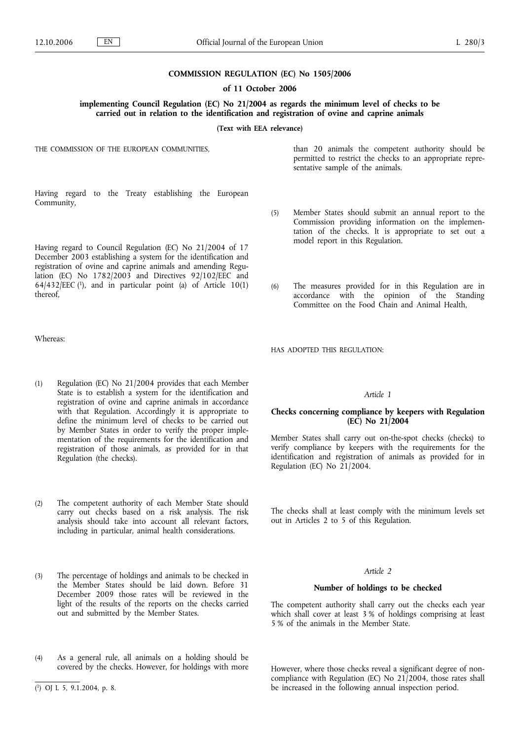**COMMISSION REGULATION (EC) No 1505/2006**

**of 11 October 2006**

**implementing Council Regulation (EC) No 21/2004 as regards the minimum level of checks to be carried out in relation to the identification and registration of ovine and caprine animals**

**(Text with EEA relevance)**

THE COMMISSION OF THE EUROPEAN COMMUNITIES,

Having regard to the Treaty establishing the European Community,

Having regard to Council Regulation (EC) No 21/2004 of 17 December 2003 establishing a system for the identification and registration of ovine and caprine animals and amending Regulation (EC) No 1782/2003 and Directives 92/102/EEC and 64/432/EEC [1], and in particular point (a) of Article 10(1) thereof,

Whereas:

(1) Regulation (EC) No 21/2004 provides that each Member State is to establish a system for the identification and registration of ovine and caprine animals in accordance with that Regulation. Accordingly it is appropriate to define the minimum level of checks to be carried out by Member States in order to verify the proper implementation of the requirements for the identification and registration of those animals, as provided for in that Regulation (the checks).

(2) The competent authority of each Member State should carry out checks based on a risk analysis. The risk analysis should take into account all relevant factors, including in particular, animal health considerations.

(3) The percentage of holdings and animals to be checked in the Member States should be laid down. Before 31 December 2009 those rates will be reviewed in the light of the results of the reports on the checks carried out and submitted by the Member States.

(4) As a general rule, all animals on a holding should be covered by the checks. However, for holdings with more than 20 animals the competent authority should be permitted to restrict the checks to an appropriate representative sample of the animals.

(5) Member States should submit an annual report to the Commission providing information on the implementation of the checks. It is appropriate to set out a model report in this Regulation.

(6) The measures provided for in this Regulation are in accordance with the opinion of the Standing Committee on the Food Chain and Animal Health,

HAS ADOPTED THIS REGULATION:

*Article 1*

**Checks concerning compliance by keepers with Regulation (EC) No 21/2004**

Member States shall carry out on-the-spot checks (checks) to verify compliance by keepers with the requirements for the identification and registration of animals as provided for in Regulation (EC) No 21/2004.

The checks shall at least comply with the minimum levels set out in Articles 2 to 5 of this Regulation.

*Article 2*

**Number of holdings to be checked**

The competent authority shall carry out the checks each year which shall cover at least 3 % of holdings comprising at least 5 % of the animals in the Member State.

However, where those checks reveal a significant degree of non-compliance with Regulation (EC) No 21/2004, those rates shall be increased in the following annual inspection period.

[1] OJ L 5, 9.1.2004, p. 8.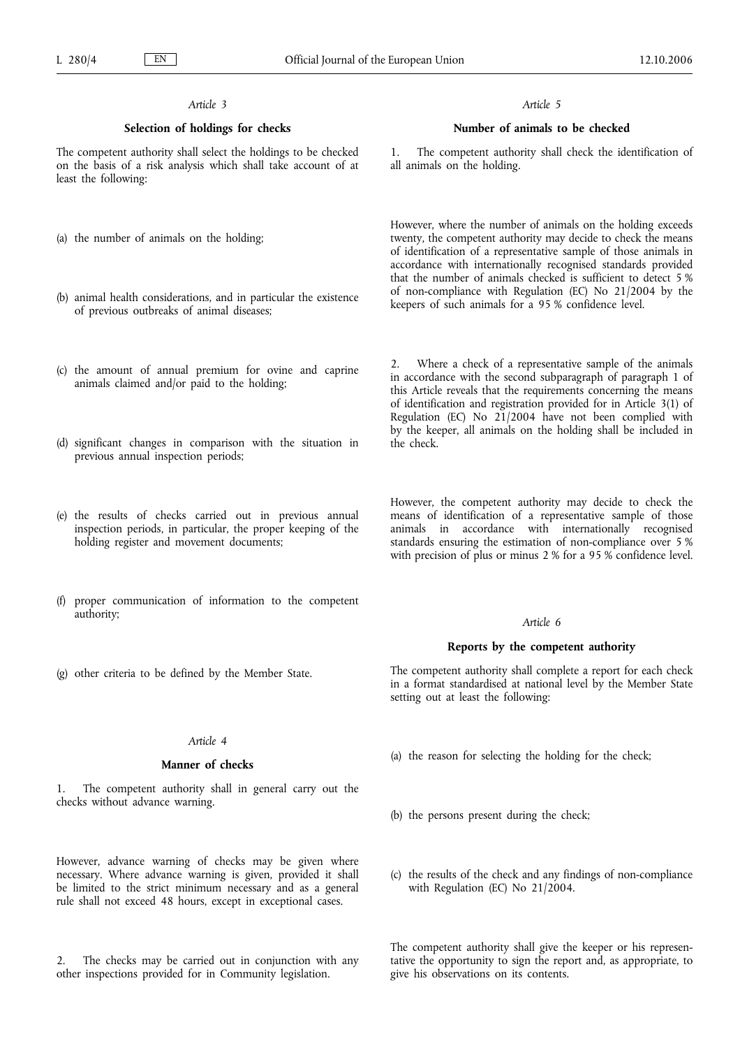*Article 3*

**Selection of holdings for checks**

The competent authority shall select the holdings to be checked on the basis of a risk analysis which shall take account of at least the following:

(a) the number of animals on the holding;

(b) animal health considerations, and in particular the existence of previous outbreaks of animal diseases;

(c) the amount of annual premium for ovine and caprine animals claimed and/or paid to the holding;

(d) significant changes in comparison with the situation in previous annual inspection periods;

(e) the results of checks carried out in previous annual inspection periods, in particular, the proper keeping of the holding register and movement documents;

(f) proper communication of information to the competent authority;

(g) other criteria to be defined by the Member State.

*Article 4*

**Manner of checks**

1. The competent authority shall in general carry out the checks without advance warning.

However, advance warning of checks may be given where necessary. Where advance warning is given, provided it shall be limited to the strict minimum necessary and as a general rule shall not exceed 48 hours, except in exceptional cases.

2. The checks may be carried out in conjunction with any other inspections provided for in Community legislation.

*Article 5*

**Number of animals to be checked**

1. The competent authority shall check the identification of all animals on the holding.

However, where the number of animals on the holding exceeds twenty, the competent authority may decide to check the means of identification of a representative sample of those animals in accordance with internationally recognised standards provided that the number of animals checked is sufficient to detect 5 % of non-compliance with Regulation (EC) No 21/2004 by the keepers of such animals for a 95 % confidence level.

2. Where a check of a representative sample of the animals in accordance with the second subparagraph of paragraph 1 of this Article reveals that the requirements concerning the means of identification and registration provided for in Article 3(1) of Regulation (EC) No 21/2004 have not been complied with by the keeper, all animals on the holding shall be included in the check.

However, the competent authority may decide to check the means of identification of a representative sample of those animals in accordance with internationally recognised standards ensuring the estimation of non-compliance over 5 % with precision of plus or minus 2 % for a 95 % confidence level.

*Article 6*

**Reports by the competent authority**

The competent authority shall complete a report for each check in a format standardised at national level by the Member State setting out at least the following:

(a) the reason for selecting the holding for the check;

(b) the persons present during the check;

(c) the results of the check and any findings of non-compliance with Regulation (EC) No 21/2004.

The competent authority shall give the keeper or his representative the opportunity to sign the report and, as appropriate, to give his observations on its contents.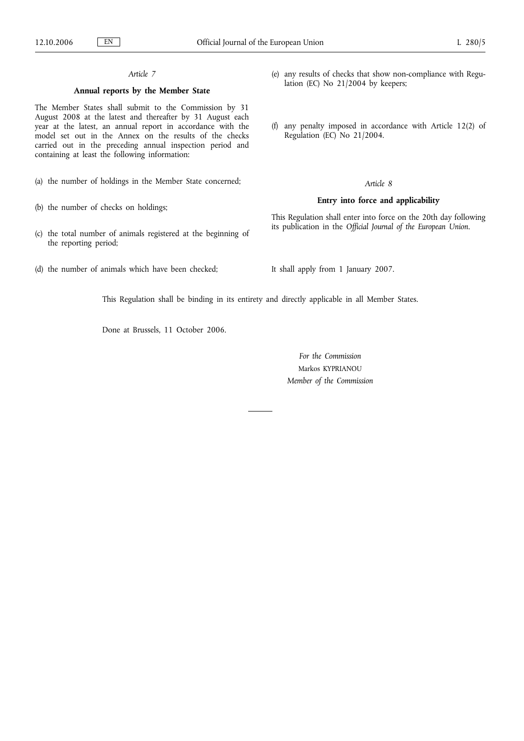*Article 7*

**Annual reports by the Member State**

The Member States shall submit to the Commission by 31 August 2008 at the latest and thereafter by 31 August each year at the latest, an annual report in accordance with the model set out in the Annex on the results of the checks carried out in the preceding annual inspection period and containing at least the following information:

(a) the number of holdings in the Member State concerned;

(b) the number of checks on holdings;

(c) the total number of animals registered at the beginning of the reporting period;

(d) the number of animals which have been checked;

(e) any results of checks that show non-compliance with Regulation (EC) No 21/2004 by keepers;

(f) any penalty imposed in accordance with Article 12(2) of Regulation (EC) No 21/2004.

*Article 8*

**Entry into force and applicability**

This Regulation shall enter into force on the 20th day following its publication in the *Official Journal of the European Union*.

It shall apply from 1 January 2007.

This Regulation shall be binding in its entirety and directly applicable in all Member States.

Done at Brussels, 11 October 2006.

*For the Commission*
Markos KYPRIANOU
*Member of the Commission*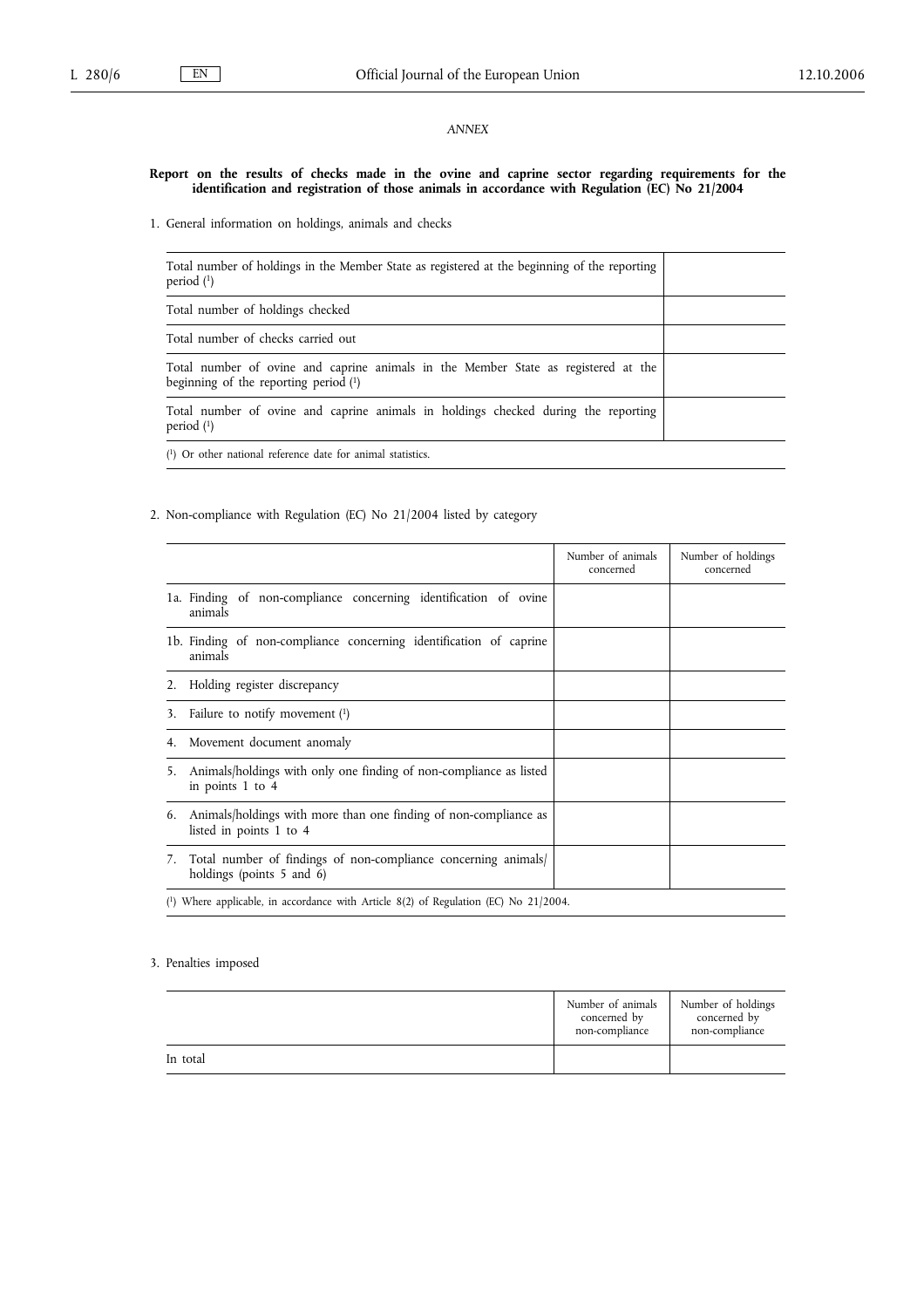*ANNEX*

**Report on the results of checks made in the ovine and caprine sector regarding requirements for the identification and registration of those animals in accordance with Regulation (EC) No 21/2004**

1. General information on holdings, animals and checks

| | |
|---|---|
| Total number of holdings in the Member State as registered at the beginning of the reporting period ([1]) | |
| Total number of holdings checked | |
| Total number of checks carried out | |
| Total number of ovine and caprine animals in the Member State as registered at the beginning of the reporting period ([1]) | |
| Total number of ovine and caprine animals in holdings checked during the reporting period ([1]) | |

([1]) Or other national reference date for animal statistics.

2. Non-compliance with Regulation (EC) No 21/2004 listed by category

| | Number of animals concerned | Number of holdings concerned |
|---|---|---|
| 1a. Finding of non-compliance concerning identification of ovine animals | | |
| 1b. Finding of non-compliance concerning identification of caprine animals | | |
| 2. Holding register discrepancy | | |
| 3. Failure to notify movement ([1]) | | |
| 4. Movement document anomaly | | |
| 5. Animals/holdings with only one finding of non-compliance as listed in points 1 to 4 | | |
| 6. Animals/holdings with more than one finding of non-compliance as listed in points 1 to 4 | | |
| 7. Total number of findings of non-compliance concerning animals/holdings (points 5 and 6) | | |

([1]) Where applicable, in accordance with Article 8(2) of Regulation (EC) No 21/2004.

3. Penalties imposed

| | Number of animals concerned by non-compliance | Number of holdings concerned by non-compliance |
|---|---|---|
| In total | | |